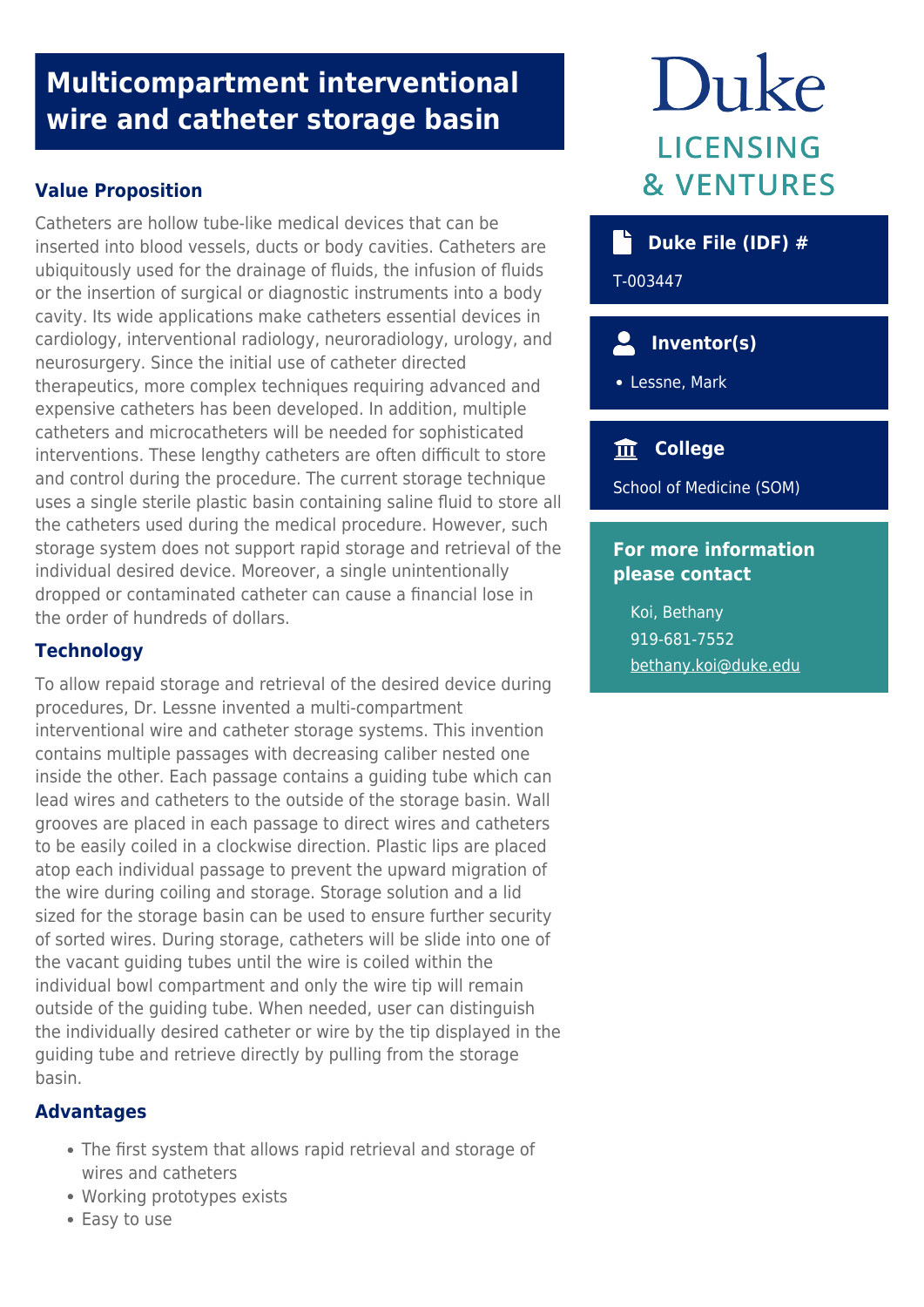# Multicompartment interventional wire and catheter storage basin

## Value Proposition

Catheters are hollow tube-like medical devices that can be inserted into blood vessels, ducts or body cavities. Catheters are ubiquitously used for the drainage of fluids, the infusion of fluids or the insertion of surgical or diagnostic instruments into a body cavity. Its wide applications make catheters essential devices in cardiology, interventional radiology, neuroradiology, urology, and neurosurgery. Since the initial use of catheter directed therapeutics, more complex techniques requiring advanced and expensive catheters has been developed. In addition, multiple catheters and microcatheters will be needed for sophisticated interventions. These lengthy catheters are often difficult to store and control during the procedure. The current storage technique uses a single sterile plastic basin containing saline fluid to store all the catheters used during the medical procedure. However, such storage system does not support rapid storage and retrieval of the individual desired device. Moreover, a single unintentionally dropped or contaminated catheter can cause a financial lose in the order of hundreds of dollars.

## Technology

To allow repaid storage and retrieval of the desired device during procedures, Dr. Lessne invented a multi-compartment interventional wire and catheter storage systems. This invention contains multiple passages with decreasing caliber nested one inside the other. Each passage contains a guiding tube which can lead wires and catheters to the outside of the storage basin. Wall grooves are placed in each passage to direct wires and catheters to be easily coiled in a clockwise direction. Plastic lips are placed atop each individual passage to prevent the upward migration of the wire during coiling and storage. Storage solution and a lid sized for the storage basin can be used to ensure further security of sorted wires. During storage, catheters will be slide into one of the vacant guiding tubes until the wire is coiled within the individual bowl compartment and only the wire tip will remain outside of the guiding tube. When needed, user can distinguish the individually desired catheter or wire by the tip displayed in the guiding tube and retrieve directly by pulling from the storage basin.

## Advantages

- The first system that allows rapid retrieval and storage of wires and catheters
- Working prototypes exists
- Easy to use

Duke LICENSING & VENTURES

### Duke File (IDF) #

T-003447

### Inventor(s)

- Lessne, Mark

### College

School of Medicine (SOM)

### For more information please contact

Koi, Bethany
919-681-7552
bethany.koi@duke.edu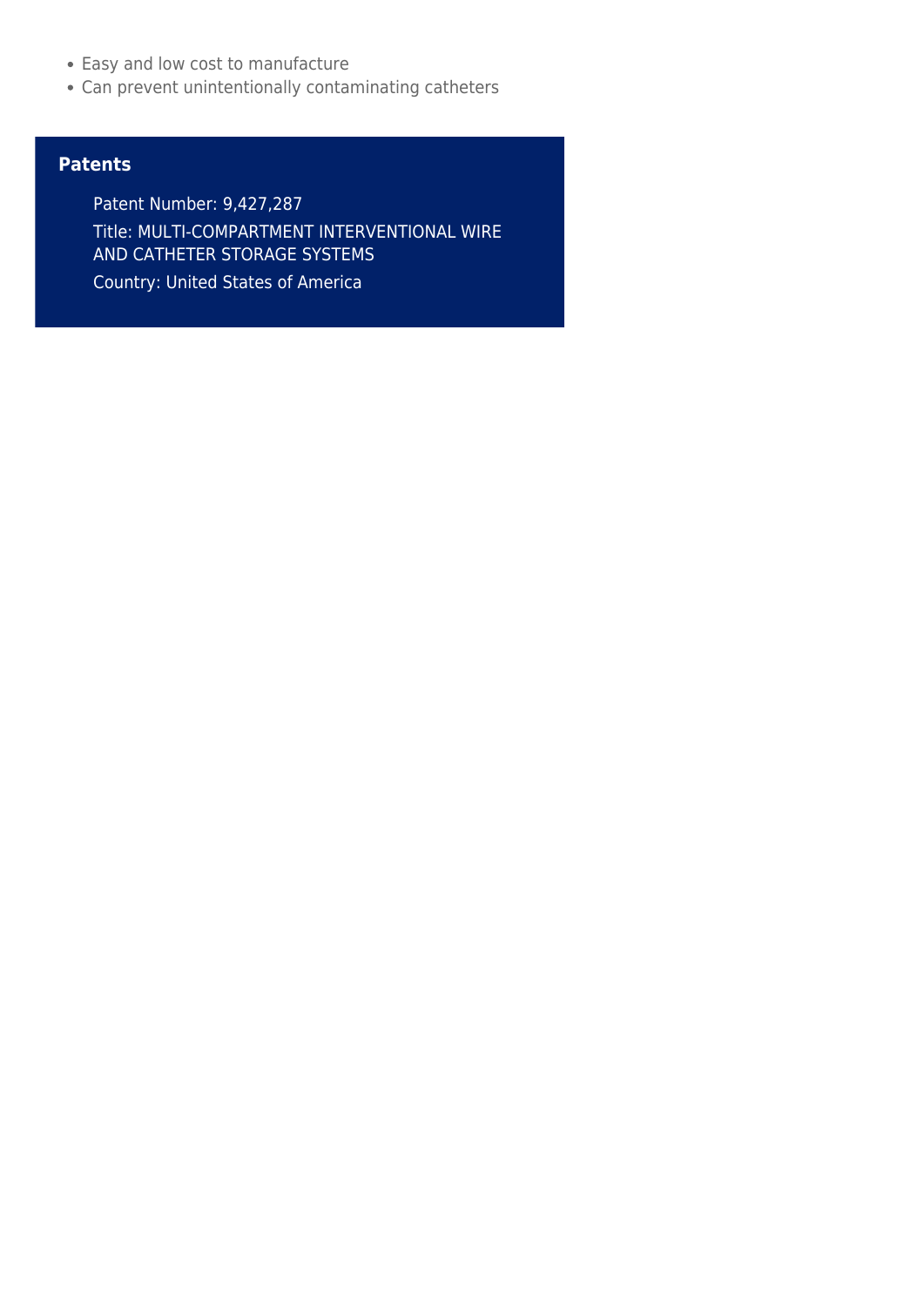- Easy and low cost to manufacture
- Can prevent unintentionally contaminating catheters

## Patents

Patent Number: 9,427,287

Title: MULTI-COMPARTMENT INTERVENTIONAL WIRE AND CATHETER STORAGE SYSTEMS

Country: United States of America